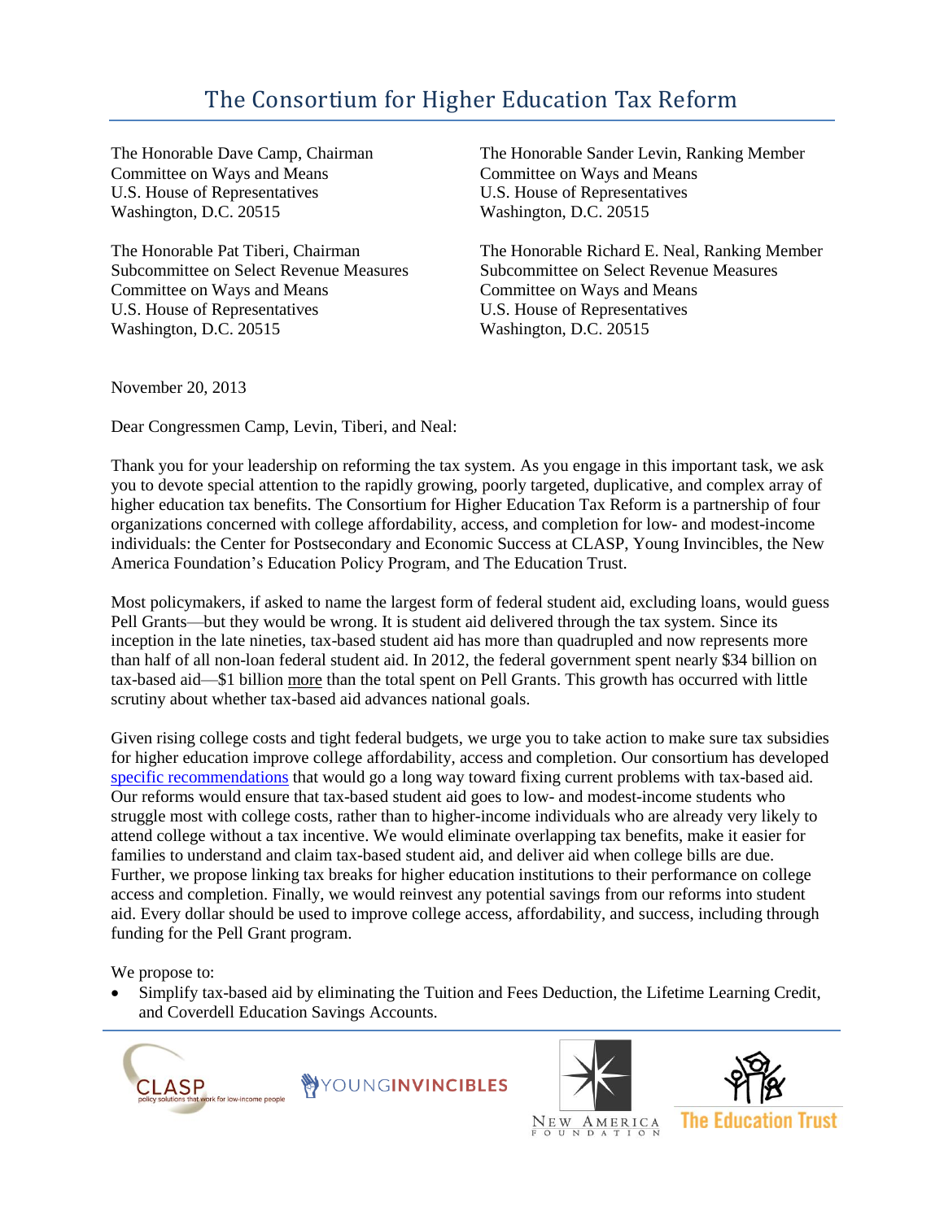# The Consortium for Higher Education Tax Reform

The Honorable Dave Camp, Chairman
Committee on Ways and Means
U.S. House of Representatives
Washington, D.C. 20515

The Honorable Sander Levin, Ranking Member
Committee on Ways and Means
U.S. House of Representatives
Washington, D.C. 20515

The Honorable Pat Tiberi, Chairman
Subcommittee on Select Revenue Measures
Committee on Ways and Means
U.S. House of Representatives
Washington, D.C. 20515

The Honorable Richard E. Neal, Ranking Member
Subcommittee on Select Revenue Measures
Committee on Ways and Means
U.S. House of Representatives
Washington, D.C. 20515

November 20, 2013

Dear Congressmen Camp, Levin, Tiberi, and Neal:

Thank you for your leadership on reforming the tax system. As you engage in this important task, we ask you to devote special attention to the rapidly growing, poorly targeted, duplicative, and complex array of higher education tax benefits. The Consortium for Higher Education Tax Reform is a partnership of four organizations concerned with college affordability, access, and completion for low- and modest-income individuals: the Center for Postsecondary and Economic Success at CLASP, Young Invincibles, the New America Foundation's Education Policy Program, and The Education Trust.

Most policymakers, if asked to name the largest form of federal student aid, excluding loans, would guess Pell Grants—but they would be wrong. It is student aid delivered through the tax system. Since its inception in the late nineties, tax-based student aid has more than quadrupled and now represents more than half of all non-loan federal student aid. In 2012, the federal government spent nearly $34 billion on tax-based aid—$1 billion more than the total spent on Pell Grants. This growth has occurred with little scrutiny about whether tax-based aid advances national goals.

Given rising college costs and tight federal budgets, we urge you to take action to make sure tax subsidies for higher education improve college affordability, access and completion. Our consortium has developed specific recommendations that would go a long way toward fixing current problems with tax-based aid. Our reforms would ensure that tax-based student aid goes to low- and modest-income students who struggle most with college costs, rather than to higher-income individuals who are already very likely to attend college without a tax incentive. We would eliminate overlapping tax benefits, make it easier for families to understand and claim tax-based student aid, and deliver aid when college bills are due. Further, we propose linking tax breaks for higher education institutions to their performance on college access and completion. Finally, we would reinvest any potential savings from our reforms into student aid. Every dollar should be used to improve college access, affordability, and success, including through funding for the Pell Grant program.

We propose to:

- Simplify tax-based aid by eliminating the Tuition and Fees Deduction, the Lifetime Learning Credit, and Coverdell Education Savings Accounts.

CLASP policy solutions that work for low-income people | YOUNGINVINCIBLES | NEW AMERICA FOUNDATION | The Education Trust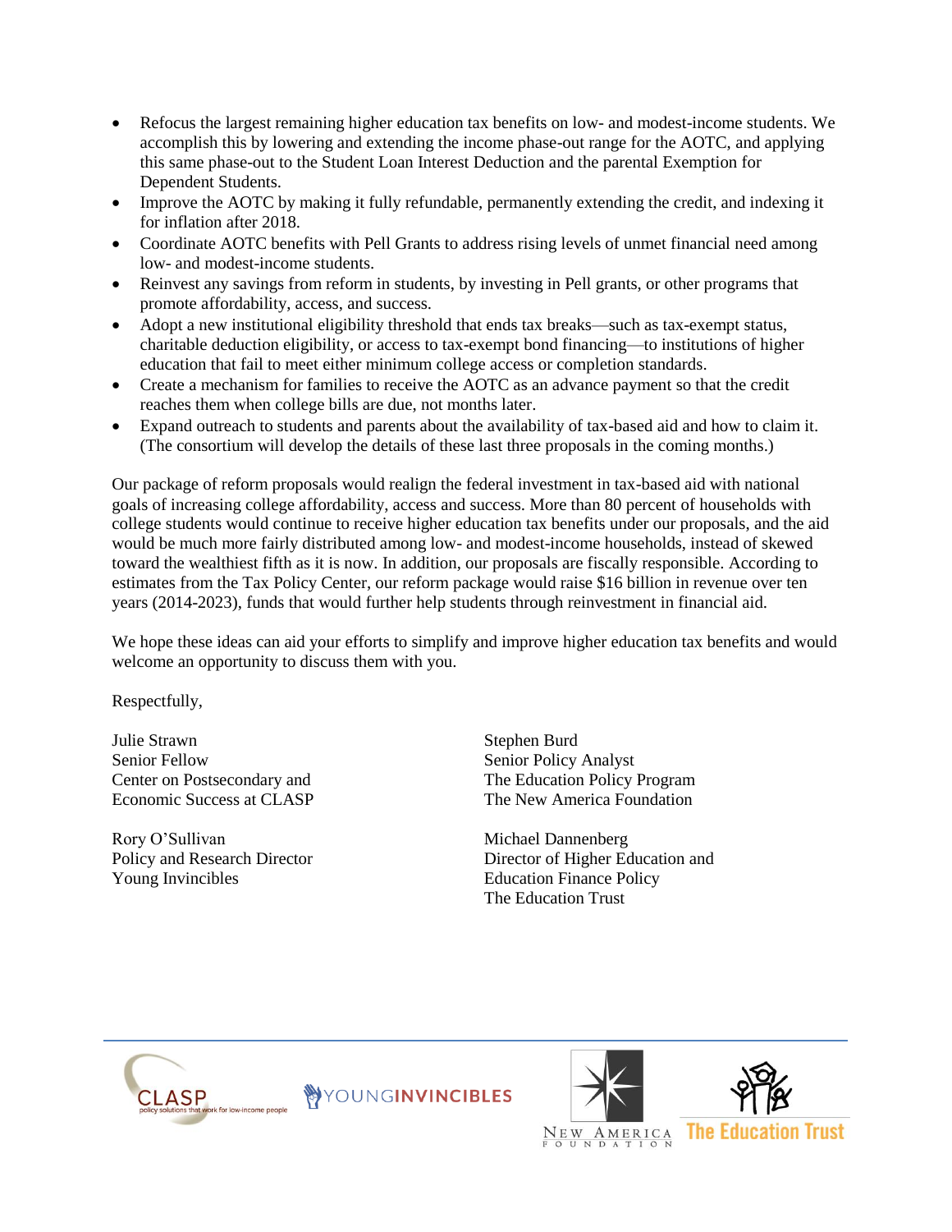- Refocus the largest remaining higher education tax benefits on low- and modest-income students. We accomplish this by lowering and extending the income phase-out range for the AOTC, and applying this same phase-out to the Student Loan Interest Deduction and the parental Exemption for Dependent Students.
- Improve the AOTC by making it fully refundable, permanently extending the credit, and indexing it for inflation after 2018.
- Coordinate AOTC benefits with Pell Grants to address rising levels of unmet financial need among low- and modest-income students.
- Reinvest any savings from reform in students, by investing in Pell grants, or other programs that promote affordability, access, and success.
- Adopt a new institutional eligibility threshold that ends tax breaks—such as tax-exempt status, charitable deduction eligibility, or access to tax-exempt bond financing—to institutions of higher education that fail to meet either minimum college access or completion standards.
- Create a mechanism for families to receive the AOTC as an advance payment so that the credit reaches them when college bills are due, not months later.
- Expand outreach to students and parents about the availability of tax-based aid and how to claim it. (The consortium will develop the details of these last three proposals in the coming months.)

Our package of reform proposals would realign the federal investment in tax-based aid with national goals of increasing college affordability, access and success. More than 80 percent of households with college students would continue to receive higher education tax benefits under our proposals, and the aid would be much more fairly distributed among low- and modest-income households, instead of skewed toward the wealthiest fifth as it is now. In addition, our proposals are fiscally responsible. According to estimates from the Tax Policy Center, our reform package would raise $16 billion in revenue over ten years (2014-2023), funds that would further help students through reinvestment in financial aid.

We hope these ideas can aid your efforts to simplify and improve higher education tax benefits and would welcome an opportunity to discuss them with you.

Respectfully,

Julie Strawn
Senior Fellow
Center on Postsecondary and Economic Success at CLASP

Rory O'Sullivan
Policy and Research Director
Young Invincibles

Stephen Burd
Senior Policy Analyst
The Education Policy Program
The New America Foundation

Michael Dannenberg
Director of Higher Education and Education Finance Policy
The Education Trust

CLASP policy solutions that work for low-income people

YOUNGINVINCIBLES

NEW AMERICA FOUNDATION

The Education Trust